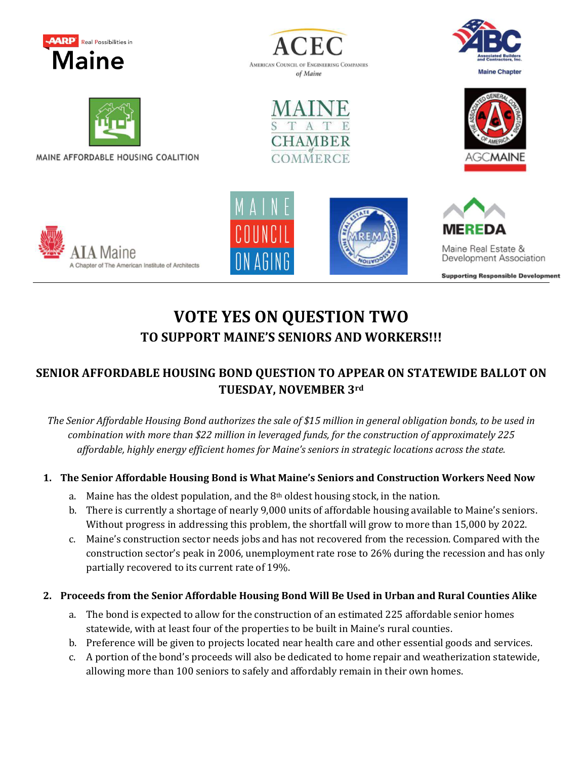# VOTE YES ON QUESTION TWO

## TO SUPPORT MAINE'S SENIORS AND WORKERS!!!

## SENIOR AFFORDABLE HOUSING BOND QUESTION TO APPEAR ON STATEWIDE BALLOT ON TUESDAY, NOVEMBER 3rd

*The Senior Affordable Housing Bond authorizes the sale of $15 million in general obligation bonds, to be used in combination with more than $22 million in leveraged funds, for the construction of approximately 225 affordable, highly energy efficient homes for Maine's seniors in strategic locations across the state.*

1. **The Senior Affordable Housing Bond is What Maine's Seniors and Construction Workers Need Now**
   a. Maine has the oldest population, and the 8th oldest housing stock, in the nation.
   b. There is currently a shortage of nearly 9,000 units of affordable housing available to Maine's seniors. Without progress in addressing this problem, the shortfall will grow to more than 15,000 by 2022.
   c. Maine's construction sector needs jobs and has not recovered from the recession. Compared with the construction sector's peak in 2006, unemployment rate rose to 26% during the recession and has only partially recovered to its current rate of 19%.

2. **Proceeds from the Senior Affordable Housing Bond Will Be Used in Urban and Rural Counties Alike**
   a. The bond is expected to allow for the construction of an estimated 225 affordable senior homes statewide, with at least four of the properties to be built in Maine's rural counties.
   b. Preference will be given to projects located near health care and other essential goods and services.
   c. A portion of the bond's proceeds will also be dedicated to home repair and weatherization statewide, allowing more than 100 seniors to safely and affordably remain in their own homes.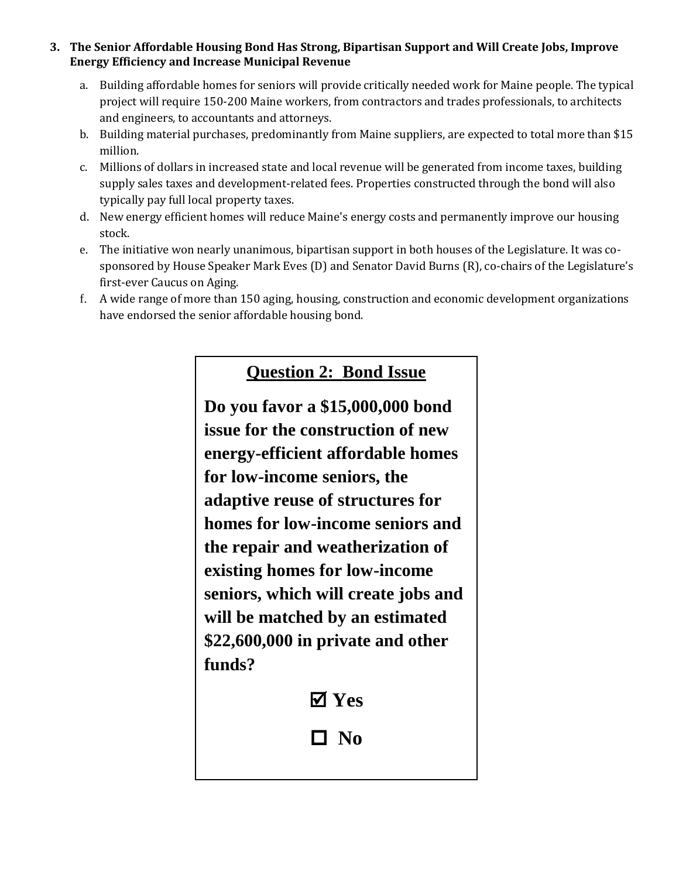3. **The Senior Affordable Housing Bond Has Strong, Bipartisan Support and Will Create Jobs, Improve Energy Efficiency and Increase Municipal Revenue**

   a. Building affordable homes for seniors will provide critically needed work for Maine people. The typical project will require 150-200 Maine workers, from contractors and trades professionals, to architects and engineers, to accountants and attorneys.

   b. Building material purchases, predominantly from Maine suppliers, are expected to total more than $15 million.

   c. Millions of dollars in increased state and local revenue will be generated from income taxes, building supply sales taxes and development-related fees. Properties constructed through the bond will also typically pay full local property taxes.

   d. New energy efficient homes will reduce Maine's energy costs and permanently improve our housing stock.

   e. The initiative won nearly unanimous, bipartisan support in both houses of the Legislature. It was co-sponsored by House Speaker Mark Eves (D) and Senator David Burns (R), co-chairs of the Legislature's first-ever Caucus on Aging.

   f. A wide range of more than 150 aging, housing, construction and economic development organizations have endorsed the senior affordable housing bond.

## Question 2: Bond Issue

**Do you favor a $15,000,000 bond issue for the construction of new energy-efficient affordable homes for low-income seniors, the adaptive reuse of structures for homes for low-income seniors and the repair and weatherization of existing homes for low-income seniors, which will create jobs and will be matched by an estimated $22,600,000 in private and other funds?**

☑ **Yes**

☐ **No**